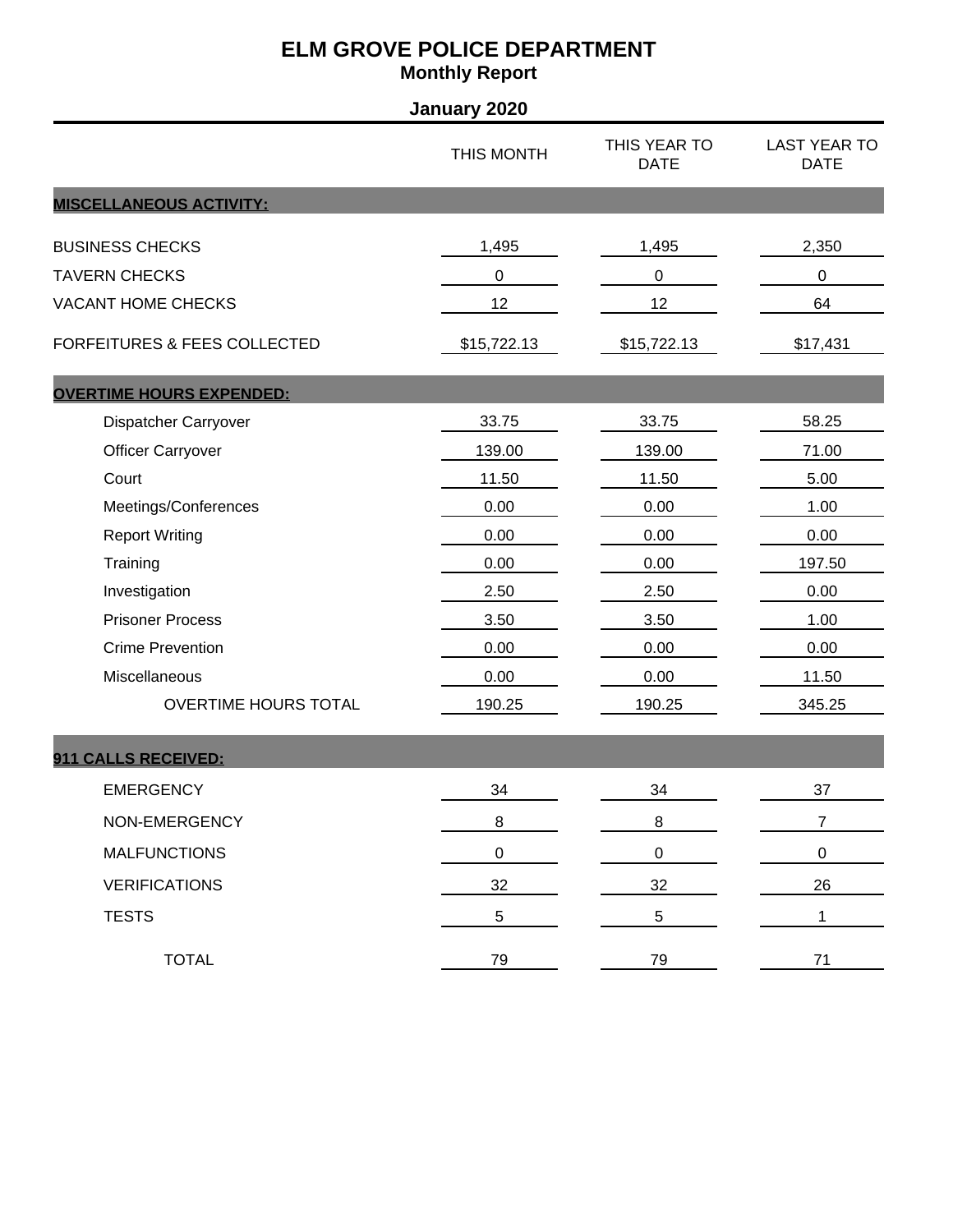# ELM GROVE POLICE DEPARTMENT

## Monthly Report

### January 2020

| | THIS MONTH | THIS YEAR TO DATE | LAST YEAR TO DATE |
|---|---|---|---|
| **MISCELLANEOUS ACTIVITY:** | | | |
| BUSINESS CHECKS | 1,495 | 1,495 | 2,350 |
| TAVERN CHECKS | 0 | 0 | 0 |
| VACANT HOME CHECKS | 12 | 12 | 64 |
| FORFEITURES & FEES COLLECTED | $15,722.13 | $15,722.13 | $17,431 |
| **OVERTIME HOURS EXPENDED:** | | | |
| Dispatcher Carryover | 33.75 | 33.75 | 58.25 |
| Officer Carryover | 139.00 | 139.00 | 71.00 |
| Court | 11.50 | 11.50 | 5.00 |
| Meetings/Conferences | 0.00 | 0.00 | 1.00 |
| Report Writing | 0.00 | 0.00 | 0.00 |
| Training | 0.00 | 0.00 | 197.50 |
| Investigation | 2.50 | 2.50 | 0.00 |
| Prisoner Process | 3.50 | 3.50 | 1.00 |
| Crime Prevention | 0.00 | 0.00 | 0.00 |
| Miscellaneous | 0.00 | 0.00 | 11.50 |
| OVERTIME HOURS TOTAL | 190.25 | 190.25 | 345.25 |
| **911 CALLS RECEIVED:** | | | |
| EMERGENCY | 34 | 34 | 37 |
| NON-EMERGENCY | 8 | 8 | 7 |
| MALFUNCTIONS | 0 | 0 | 0 |
| VERIFICATIONS | 32 | 32 | 26 |
| TESTS | 5 | 5 | 1 |
| TOTAL | 79 | 79 | 71 |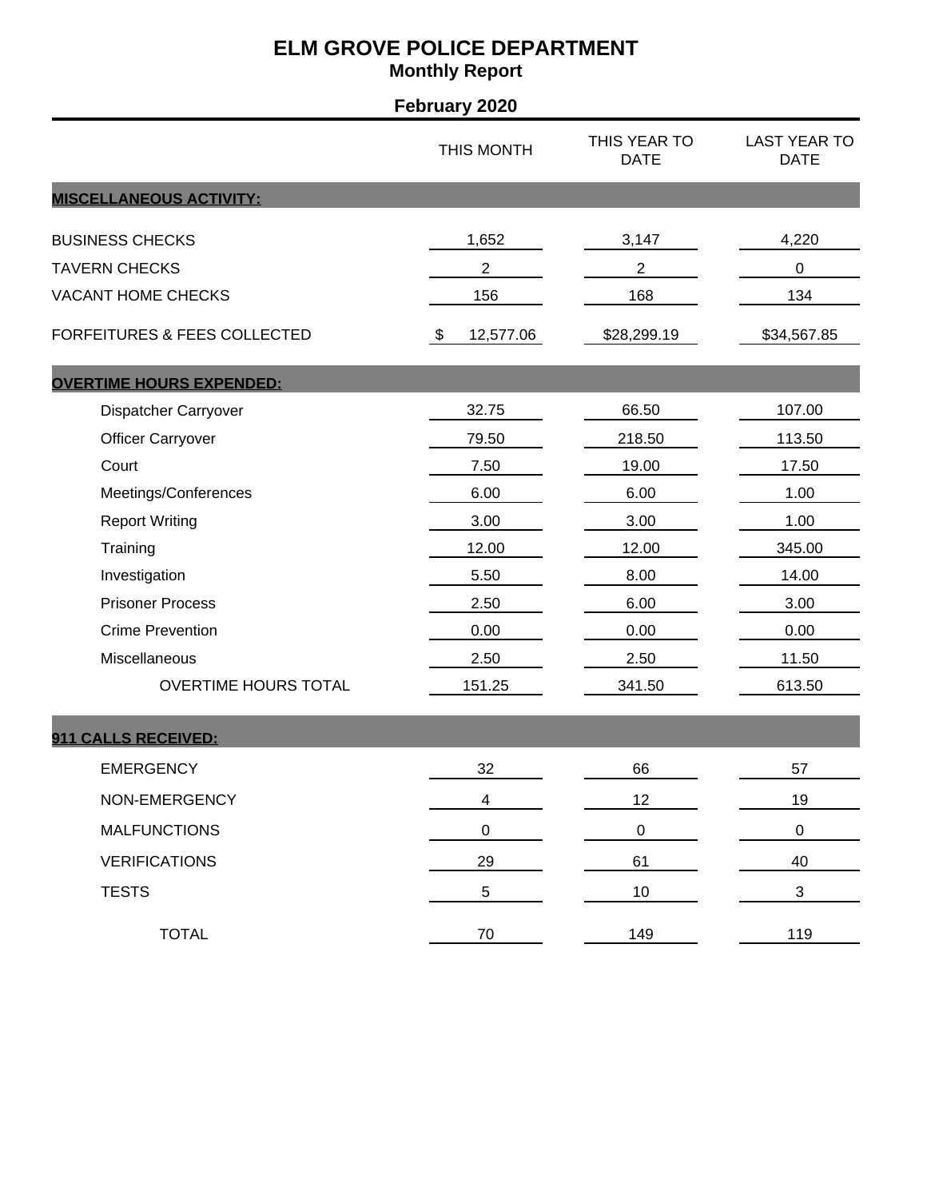# ELM GROVE POLICE DEPARTMENT

## Monthly Report

### February 2020

| | THIS MONTH | THIS YEAR TO DATE | LAST YEAR TO DATE |
|---|---|---|---|
| **MISCELLANEOUS ACTIVITY:** | | | |
| BUSINESS CHECKS | 1,652 | 3,147 | 4,220 |
| TAVERN CHECKS | 2 | 2 | 0 |
| VACANT HOME CHECKS | 156 | 168 | 134 |
| FORFEITURES & FEES COLLECTED | $ 12,577.06 | $28,299.19 | $34,567.85 |
| **OVERTIME HOURS EXPENDED:** | | | |
| Dispatcher Carryover | 32.75 | 66.50 | 107.00 |
| Officer Carryover | 79.50 | 218.50 | 113.50 |
| Court | 7.50 | 19.00 | 17.50 |
| Meetings/Conferences | 6.00 | 6.00 | 1.00 |
| Report Writing | 3.00 | 3.00 | 1.00 |
| Training | 12.00 | 12.00 | 345.00 |
| Investigation | 5.50 | 8.00 | 14.00 |
| Prisoner Process | 2.50 | 6.00 | 3.00 |
| Crime Prevention | 0.00 | 0.00 | 0.00 |
| Miscellaneous | 2.50 | 2.50 | 11.50 |
| OVERTIME HOURS TOTAL | 151.25 | 341.50 | 613.50 |
| **911 CALLS RECEIVED:** | | | |
| EMERGENCY | 32 | 66 | 57 |
| NON-EMERGENCY | 4 | 12 | 19 |
| MALFUNCTIONS | 0 | 0 | 0 |
| VERIFICATIONS | 29 | 61 | 40 |
| TESTS | 5 | 10 | 3 |
| TOTAL | 70 | 149 | 119 |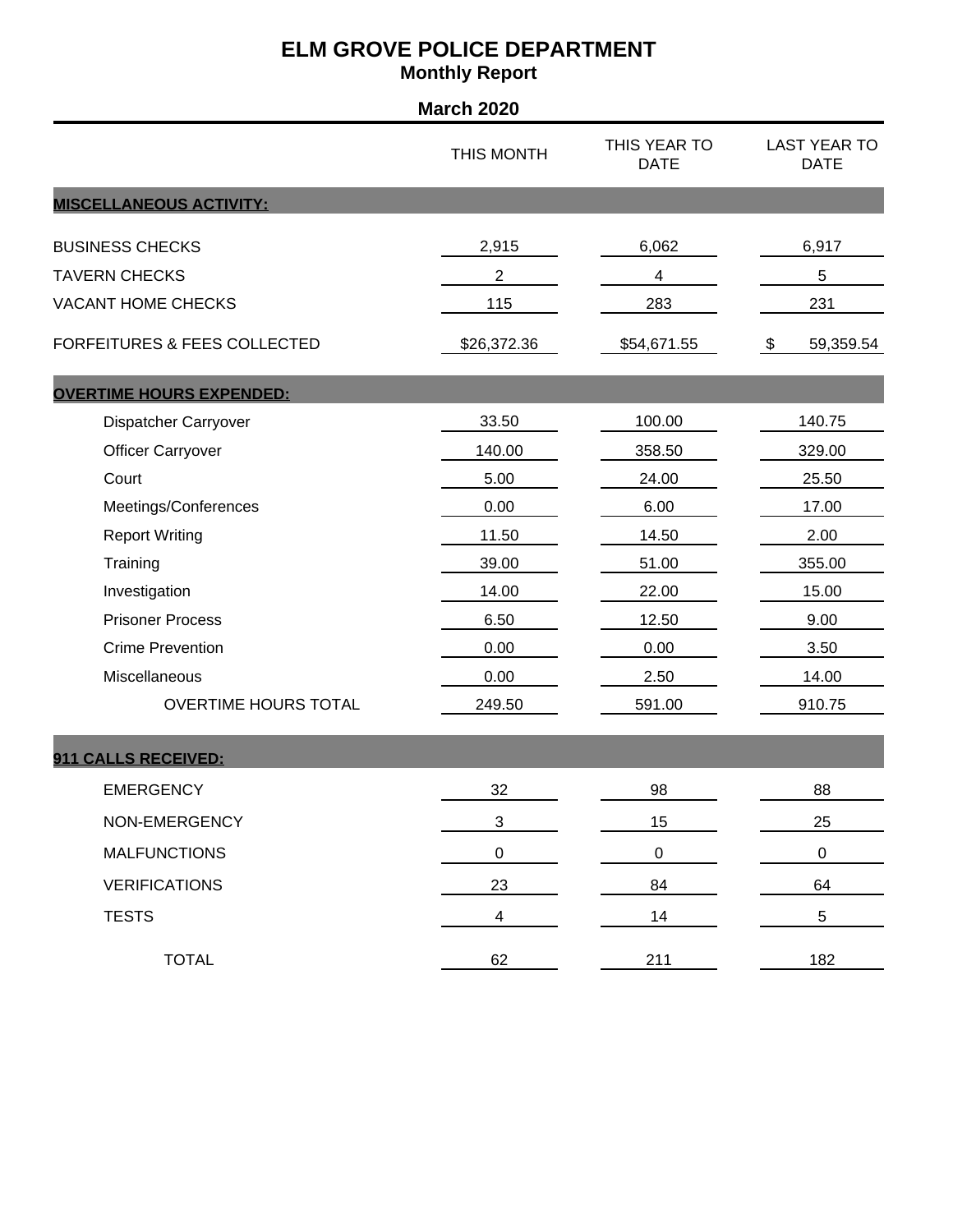# ELM GROVE POLICE DEPARTMENT

## Monthly Report

### March 2020

| | THIS MONTH | THIS YEAR TO DATE | LAST YEAR TO DATE |
|---|---|---|---|
| **MISCELLANEOUS ACTIVITY:** | | | |
| BUSINESS CHECKS | 2,915 | 6,062 | 6,917 |
| TAVERN CHECKS | 2 | 4 | 5 |
| VACANT HOME CHECKS | 115 | 283 | 231 |
| FORFEITURES & FEES COLLECTED | $26,372.36 | $54,671.55 | $ 59,359.54 |
| **OVERTIME HOURS EXPENDED:** | | | |
| Dispatcher Carryover | 33.50 | 100.00 | 140.75 |
| Officer Carryover | 140.00 | 358.50 | 329.00 |
| Court | 5.00 | 24.00 | 25.50 |
| Meetings/Conferences | 0.00 | 6.00 | 17.00 |
| Report Writing | 11.50 | 14.50 | 2.00 |
| Training | 39.00 | 51.00 | 355.00 |
| Investigation | 14.00 | 22.00 | 15.00 |
| Prisoner Process | 6.50 | 12.50 | 9.00 |
| Crime Prevention | 0.00 | 0.00 | 3.50 |
| Miscellaneous | 0.00 | 2.50 | 14.00 |
| OVERTIME HOURS TOTAL | 249.50 | 591.00 | 910.75 |
| **911 CALLS RECEIVED:** | | | |
| EMERGENCY | 32 | 98 | 88 |
| NON-EMERGENCY | 3 | 15 | 25 |
| MALFUNCTIONS | 0 | 0 | 0 |
| VERIFICATIONS | 23 | 84 | 64 |
| TESTS | 4 | 14 | 5 |
| TOTAL | 62 | 211 | 182 |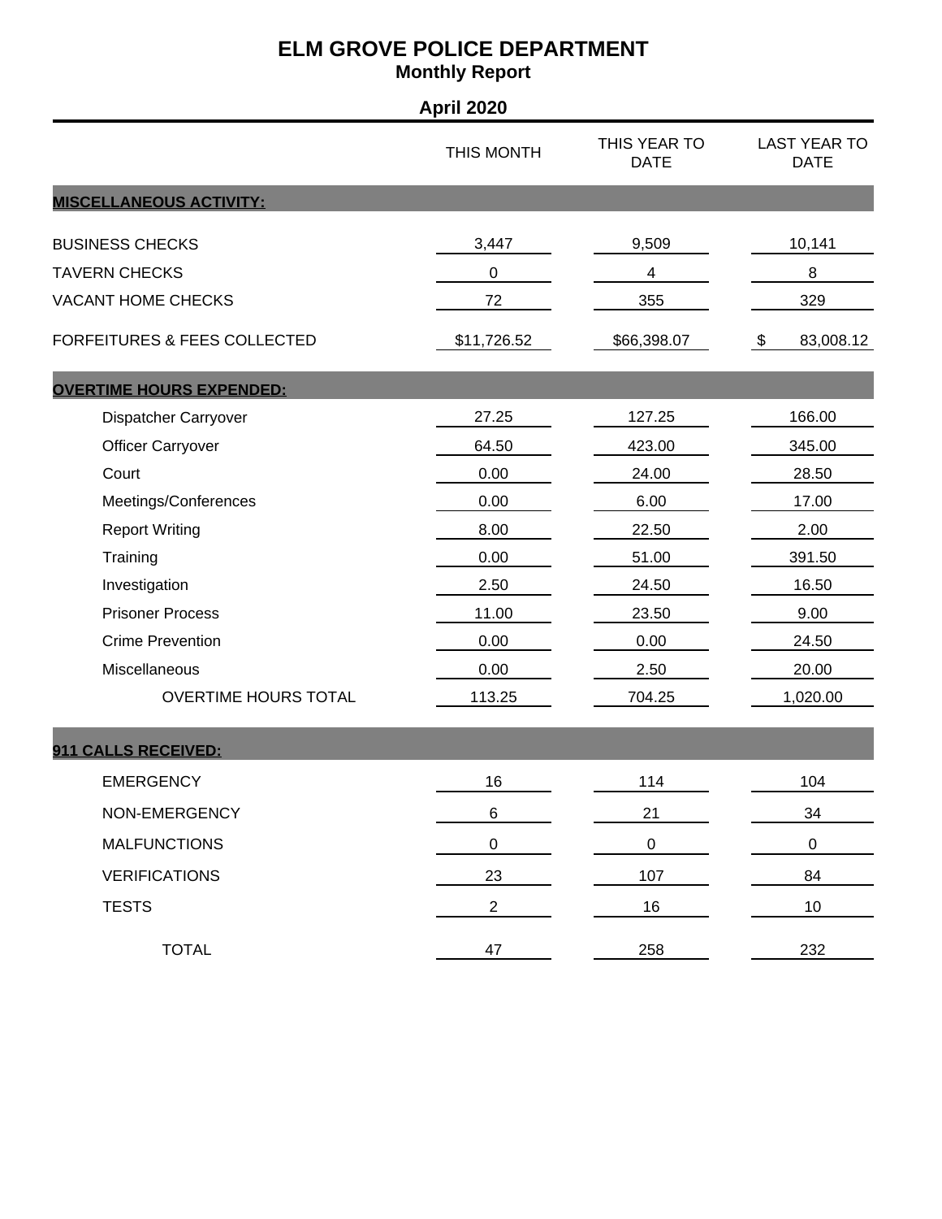# ELM GROVE POLICE DEPARTMENT

## Monthly Report

### April 2020

| | THIS MONTH | THIS YEAR TO DATE | LAST YEAR TO DATE |
|---|---|---|---|
| **MISCELLANEOUS ACTIVITY:** | | | |
| BUSINESS CHECKS | 3,447 | 9,509 | 10,141 |
| TAVERN CHECKS | 0 | 4 | 8 |
| VACANT HOME CHECKS | 72 | 355 | 329 |
| FORFEITURES & FEES COLLECTED | $11,726.52 | $66,398.07 | $ 83,008.12 |
| **OVERTIME HOURS EXPENDED:** | | | |
| Dispatcher Carryover | 27.25 | 127.25 | 166.00 |
| Officer Carryover | 64.50 | 423.00 | 345.00 |
| Court | 0.00 | 24.00 | 28.50 |
| Meetings/Conferences | 0.00 | 6.00 | 17.00 |
| Report Writing | 8.00 | 22.50 | 2.00 |
| Training | 0.00 | 51.00 | 391.50 |
| Investigation | 2.50 | 24.50 | 16.50 |
| Prisoner Process | 11.00 | 23.50 | 9.00 |
| Crime Prevention | 0.00 | 0.00 | 24.50 |
| Miscellaneous | 0.00 | 2.50 | 20.00 |
| OVERTIME HOURS TOTAL | 113.25 | 704.25 | 1,020.00 |
| **911 CALLS RECEIVED:** | | | |
| EMERGENCY | 16 | 114 | 104 |
| NON-EMERGENCY | 6 | 21 | 34 |
| MALFUNCTIONS | 0 | 0 | 0 |
| VERIFICATIONS | 23 | 107 | 84 |
| TESTS | 2 | 16 | 10 |
| TOTAL | 47 | 258 | 232 |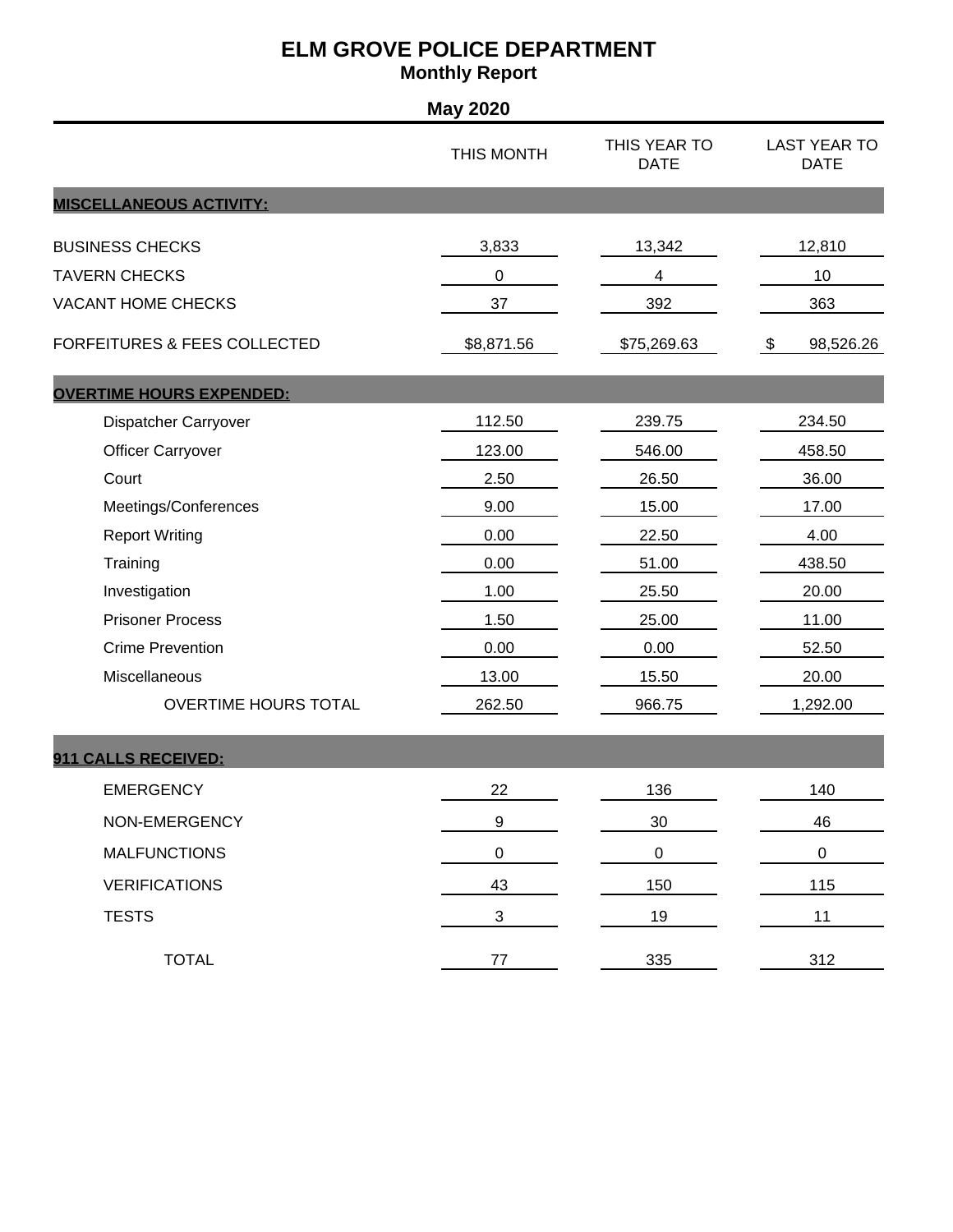# ELM GROVE POLICE DEPARTMENT

## Monthly Report

### May 2020

| | THIS MONTH | THIS YEAR TO DATE | LAST YEAR TO DATE |
|---|---|---|---|
| **MISCELLANEOUS ACTIVITY:** | | | |
| BUSINESS CHECKS | 3,833 | 13,342 | 12,810 |
| TAVERN CHECKS | 0 | 4 | 10 |
| VACANT HOME CHECKS | 37 | 392 | 363 |
| FORFEITURES & FEES COLLECTED | $8,871.56 | $75,269.63 | $ 98,526.26 |
| **OVERTIME HOURS EXPENDED:** | | | |
| Dispatcher Carryover | 112.50 | 239.75 | 234.50 |
| Officer Carryover | 123.00 | 546.00 | 458.50 |
| Court | 2.50 | 26.50 | 36.00 |
| Meetings/Conferences | 9.00 | 15.00 | 17.00 |
| Report Writing | 0.00 | 22.50 | 4.00 |
| Training | 0.00 | 51.00 | 438.50 |
| Investigation | 1.00 | 25.50 | 20.00 |
| Prisoner Process | 1.50 | 25.00 | 11.00 |
| Crime Prevention | 0.00 | 0.00 | 52.50 |
| Miscellaneous | 13.00 | 15.50 | 20.00 |
| OVERTIME HOURS TOTAL | 262.50 | 966.75 | 1,292.00 |
| **911 CALLS RECEIVED:** | | | |
| EMERGENCY | 22 | 136 | 140 |
| NON-EMERGENCY | 9 | 30 | 46 |
| MALFUNCTIONS | 0 | 0 | 0 |
| VERIFICATIONS | 43 | 150 | 115 |
| TESTS | 3 | 19 | 11 |
| TOTAL | 77 | 335 | 312 |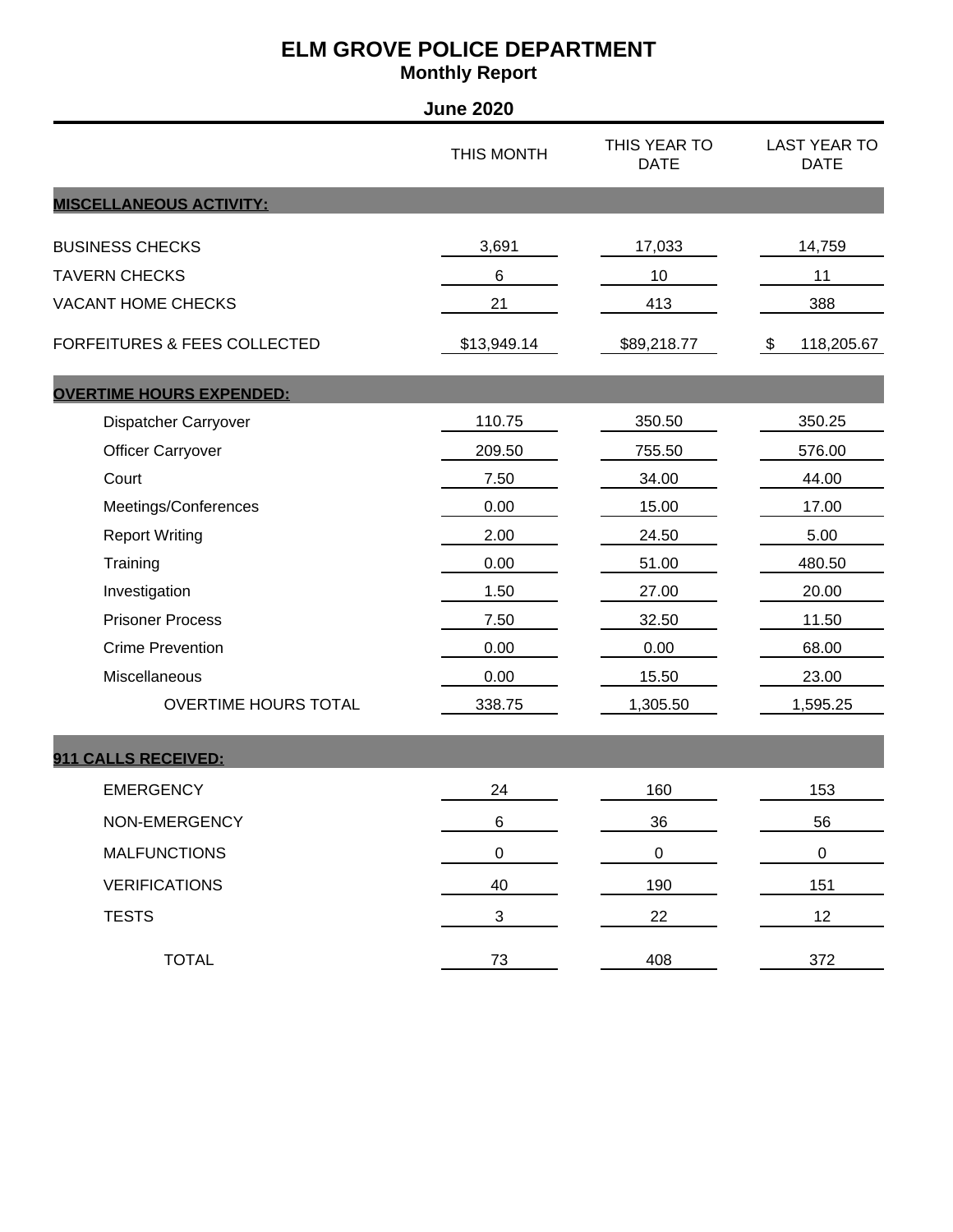# ELM GROVE POLICE DEPARTMENT

## Monthly Report

### June 2020

| | THIS MONTH | THIS YEAR TO DATE | LAST YEAR TO DATE |
|---|---|---|---|
| **MISCELLANEOUS ACTIVITY:** | | | |
| BUSINESS CHECKS | 3,691 | 17,033 | 14,759 |
| TAVERN CHECKS | 6 | 10 | 11 |
| VACANT HOME CHECKS | 21 | 413 | 388 |
| FORFEITURES & FEES COLLECTED | $13,949.14 | $89,218.77 | $ 118,205.67 |
| **OVERTIME HOURS EXPENDED:** | | | |
| Dispatcher Carryover | 110.75 | 350.50 | 350.25 |
| Officer Carryover | 209.50 | 755.50 | 576.00 |
| Court | 7.50 | 34.00 | 44.00 |
| Meetings/Conferences | 0.00 | 15.00 | 17.00 |
| Report Writing | 2.00 | 24.50 | 5.00 |
| Training | 0.00 | 51.00 | 480.50 |
| Investigation | 1.50 | 27.00 | 20.00 |
| Prisoner Process | 7.50 | 32.50 | 11.50 |
| Crime Prevention | 0.00 | 0.00 | 68.00 |
| Miscellaneous | 0.00 | 15.50 | 23.00 |
| OVERTIME HOURS TOTAL | 338.75 | 1,305.50 | 1,595.25 |
| **911 CALLS RECEIVED:** | | | |
| EMERGENCY | 24 | 160 | 153 |
| NON-EMERGENCY | 6 | 36 | 56 |
| MALFUNCTIONS | 0 | 0 | 0 |
| VERIFICATIONS | 40 | 190 | 151 |
| TESTS | 3 | 22 | 12 |
| TOTAL | 73 | 408 | 372 |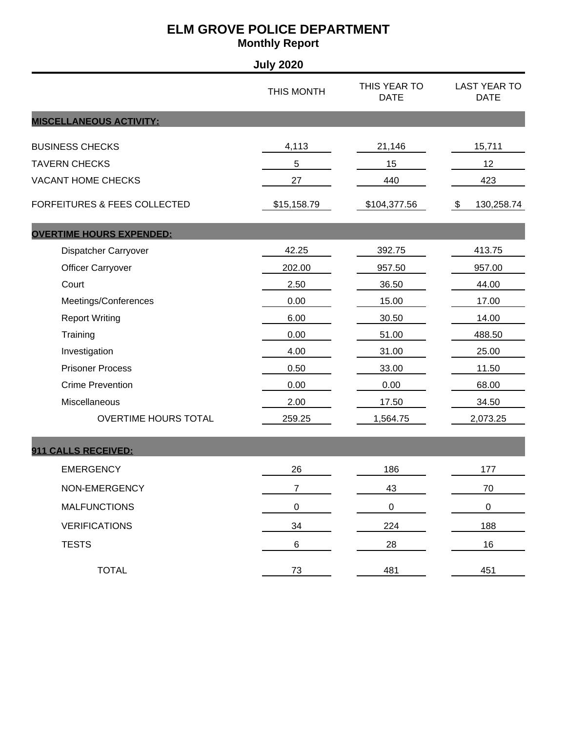# ELM GROVE POLICE DEPARTMENT

## Monthly Report

### July 2020

| | THIS MONTH | THIS YEAR TO DATE | LAST YEAR TO DATE |
|---|---|---|---|
| **MISCELLANEOUS ACTIVITY:** | | | |
| BUSINESS CHECKS | 4,113 | 21,146 | 15,711 |
| TAVERN CHECKS | 5 | 15 | 12 |
| VACANT HOME CHECKS | 27 | 440 | 423 |
| FORFEITURES & FEES COLLECTED | $15,158.79 | $104,377.56 | $ 130,258.74 |
| **OVERTIME HOURS EXPENDED:** | | | |
| Dispatcher Carryover | 42.25 | 392.75 | 413.75 |
| Officer Carryover | 202.00 | 957.50 | 957.00 |
| Court | 2.50 | 36.50 | 44.00 |
| Meetings/Conferences | 0.00 | 15.00 | 17.00 |
| Report Writing | 6.00 | 30.50 | 14.00 |
| Training | 0.00 | 51.00 | 488.50 |
| Investigation | 4.00 | 31.00 | 25.00 |
| Prisoner Process | 0.50 | 33.00 | 11.50 |
| Crime Prevention | 0.00 | 0.00 | 68.00 |
| Miscellaneous | 2.00 | 17.50 | 34.50 |
| OVERTIME HOURS TOTAL | 259.25 | 1,564.75 | 2,073.25 |
| **911 CALLS RECEIVED:** | | | |
| EMERGENCY | 26 | 186 | 177 |
| NON-EMERGENCY | 7 | 43 | 70 |
| MALFUNCTIONS | 0 | 0 | 0 |
| VERIFICATIONS | 34 | 224 | 188 |
| TESTS | 6 | 28 | 16 |
| TOTAL | 73 | 481 | 451 |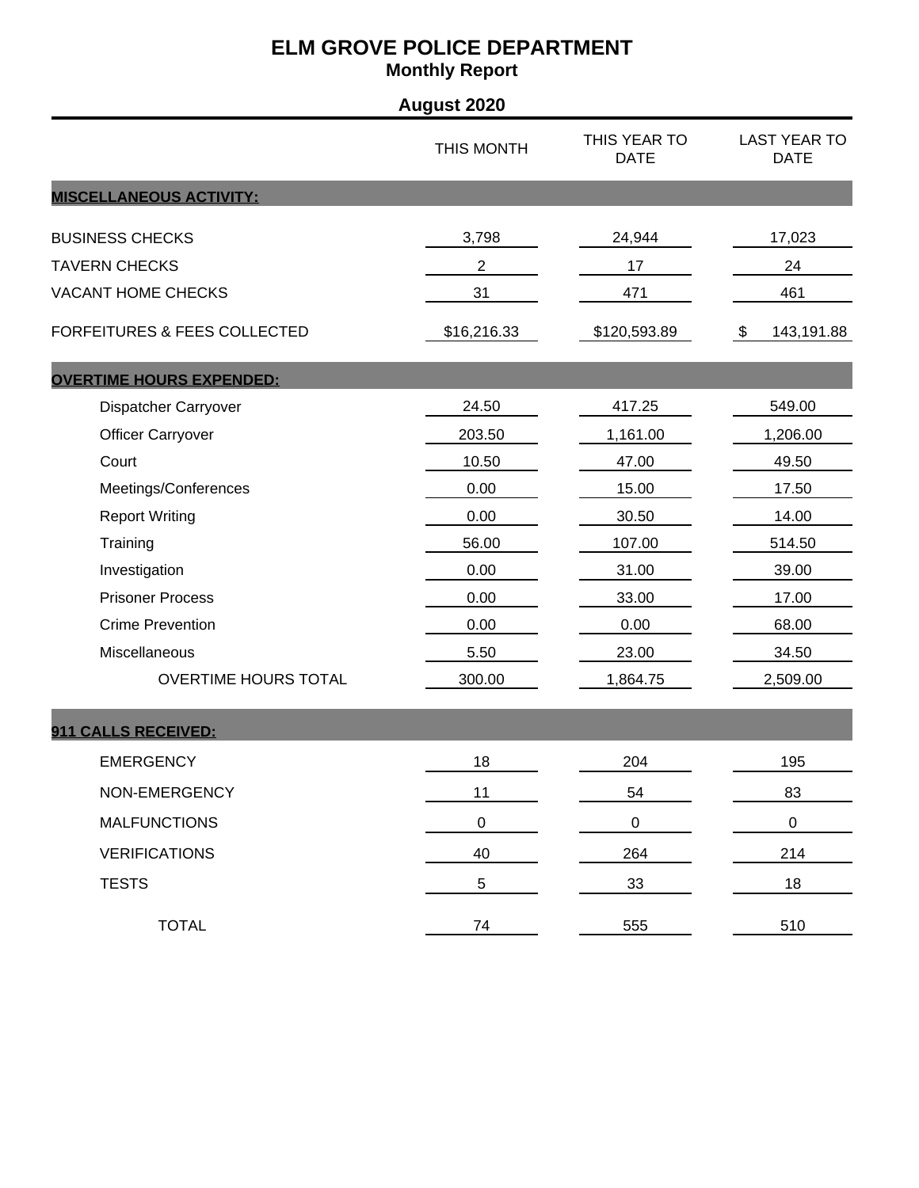# ELM GROVE POLICE DEPARTMENT

## Monthly Report

### August 2020

| | THIS MONTH | THIS YEAR TO DATE | LAST YEAR TO DATE |
|---|---|---|---|
| **MISCELLANEOUS ACTIVITY:** | | | |
| BUSINESS CHECKS | 3,798 | 24,944 | 17,023 |
| TAVERN CHECKS | 2 | 17 | 24 |
| VACANT HOME CHECKS | 31 | 471 | 461 |
| FORFEITURES & FEES COLLECTED | $16,216.33 | $120,593.89 | $ 143,191.88 |
| **OVERTIME HOURS EXPENDED:** | | | |
| Dispatcher Carryover | 24.50 | 417.25 | 549.00 |
| Officer Carryover | 203.50 | 1,161.00 | 1,206.00 |
| Court | 10.50 | 47.00 | 49.50 |
| Meetings/Conferences | 0.00 | 15.00 | 17.50 |
| Report Writing | 0.00 | 30.50 | 14.00 |
| Training | 56.00 | 107.00 | 514.50 |
| Investigation | 0.00 | 31.00 | 39.00 |
| Prisoner Process | 0.00 | 33.00 | 17.00 |
| Crime Prevention | 0.00 | 0.00 | 68.00 |
| Miscellaneous | 5.50 | 23.00 | 34.50 |
| OVERTIME HOURS TOTAL | 300.00 | 1,864.75 | 2,509.00 |
| **911 CALLS RECEIVED:** | | | |
| EMERGENCY | 18 | 204 | 195 |
| NON-EMERGENCY | 11 | 54 | 83 |
| MALFUNCTIONS | 0 | 0 | 0 |
| VERIFICATIONS | 40 | 264 | 214 |
| TESTS | 5 | 33 | 18 |
| TOTAL | 74 | 555 | 510 |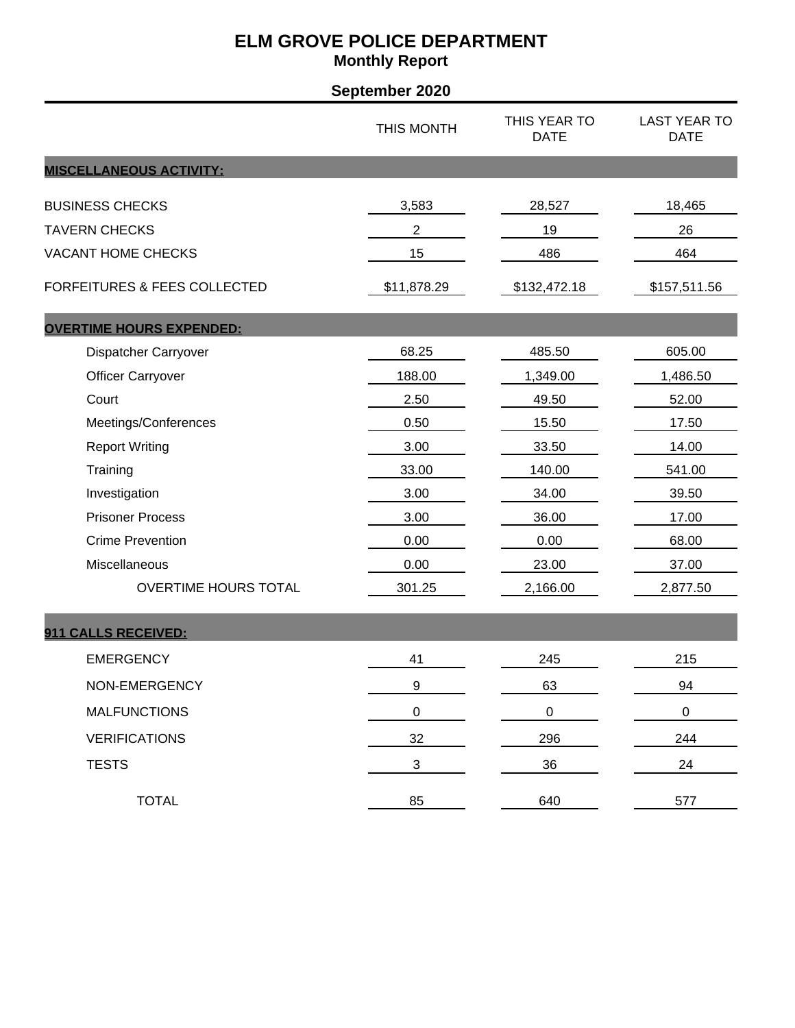# ELM GROVE POLICE DEPARTMENT

## Monthly Report

### September 2020

| | THIS MONTH | THIS YEAR TO DATE | LAST YEAR TO DATE |
|---|---|---|---|
| **MISCELLANEOUS ACTIVITY:** | | | |
| BUSINESS CHECKS | 3,583 | 28,527 | 18,465 |
| TAVERN CHECKS | 2 | 19 | 26 |
| VACANT HOME CHECKS | 15 | 486 | 464 |
| FORFEITURES & FEES COLLECTED | $11,878.29 | $132,472.18 | $157,511.56 |
| **OVERTIME HOURS EXPENDED:** | | | |
| Dispatcher Carryover | 68.25 | 485.50 | 605.00 |
| Officer Carryover | 188.00 | 1,349.00 | 1,486.50 |
| Court | 2.50 | 49.50 | 52.00 |
| Meetings/Conferences | 0.50 | 15.50 | 17.50 |
| Report Writing | 3.00 | 33.50 | 14.00 |
| Training | 33.00 | 140.00 | 541.00 |
| Investigation | 3.00 | 34.00 | 39.50 |
| Prisoner Process | 3.00 | 36.00 | 17.00 |
| Crime Prevention | 0.00 | 0.00 | 68.00 |
| Miscellaneous | 0.00 | 23.00 | 37.00 |
| OVERTIME HOURS TOTAL | 301.25 | 2,166.00 | 2,877.50 |
| **911 CALLS RECEIVED:** | | | |
| EMERGENCY | 41 | 245 | 215 |
| NON-EMERGENCY | 9 | 63 | 94 |
| MALFUNCTIONS | 0 | 0 | 0 |
| VERIFICATIONS | 32 | 296 | 244 |
| TESTS | 3 | 36 | 24 |
| TOTAL | 85 | 640 | 577 |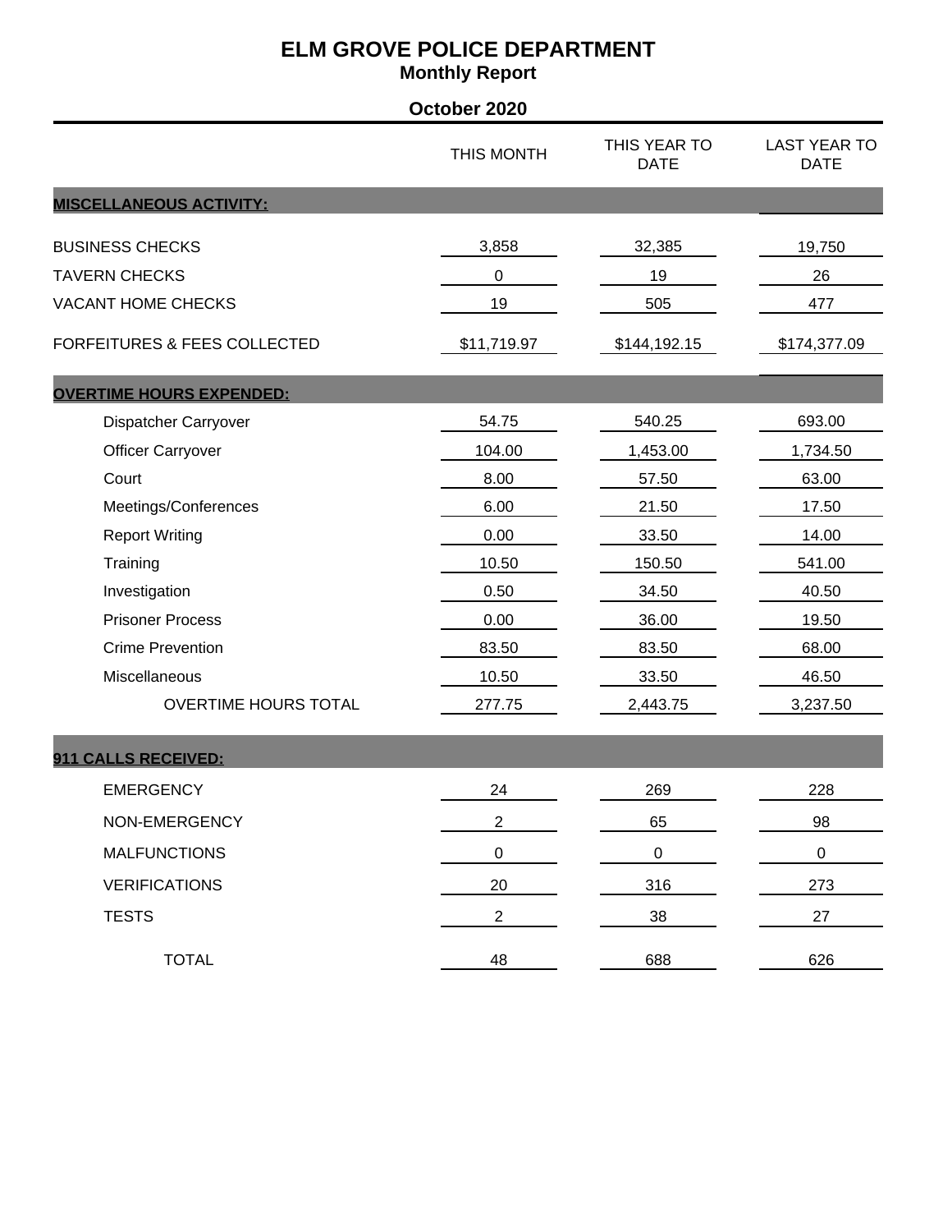# ELM GROVE POLICE DEPARTMENT

## Monthly Report

### October 2020

| | THIS MONTH | THIS YEAR TO DATE | LAST YEAR TO DATE |
|---|---|---|---|
| **MISCELLANEOUS ACTIVITY:** | | | |
| BUSINESS CHECKS | 3,858 | 32,385 | 19,750 |
| TAVERN CHECKS | 0 | 19 | 26 |
| VACANT HOME CHECKS | 19 | 505 | 477 |
| FORFEITURES & FEES COLLECTED | $11,719.97 | $144,192.15 | $174,377.09 |
| **OVERTIME HOURS EXPENDED:** | | | |
| Dispatcher Carryover | 54.75 | 540.25 | 693.00 |
| Officer Carryover | 104.00 | 1,453.00 | 1,734.50 |
| Court | 8.00 | 57.50 | 63.00 |
| Meetings/Conferences | 6.00 | 21.50 | 17.50 |
| Report Writing | 0.00 | 33.50 | 14.00 |
| Training | 10.50 | 150.50 | 541.00 |
| Investigation | 0.50 | 34.50 | 40.50 |
| Prisoner Process | 0.00 | 36.00 | 19.50 |
| Crime Prevention | 83.50 | 83.50 | 68.00 |
| Miscellaneous | 10.50 | 33.50 | 46.50 |
| OVERTIME HOURS TOTAL | 277.75 | 2,443.75 | 3,237.50 |
| **911 CALLS RECEIVED:** | | | |
| EMERGENCY | 24 | 269 | 228 |
| NON-EMERGENCY | 2 | 65 | 98 |
| MALFUNCTIONS | 0 | 0 | 0 |
| VERIFICATIONS | 20 | 316 | 273 |
| TESTS | 2 | 38 | 27 |
| TOTAL | 48 | 688 | 626 |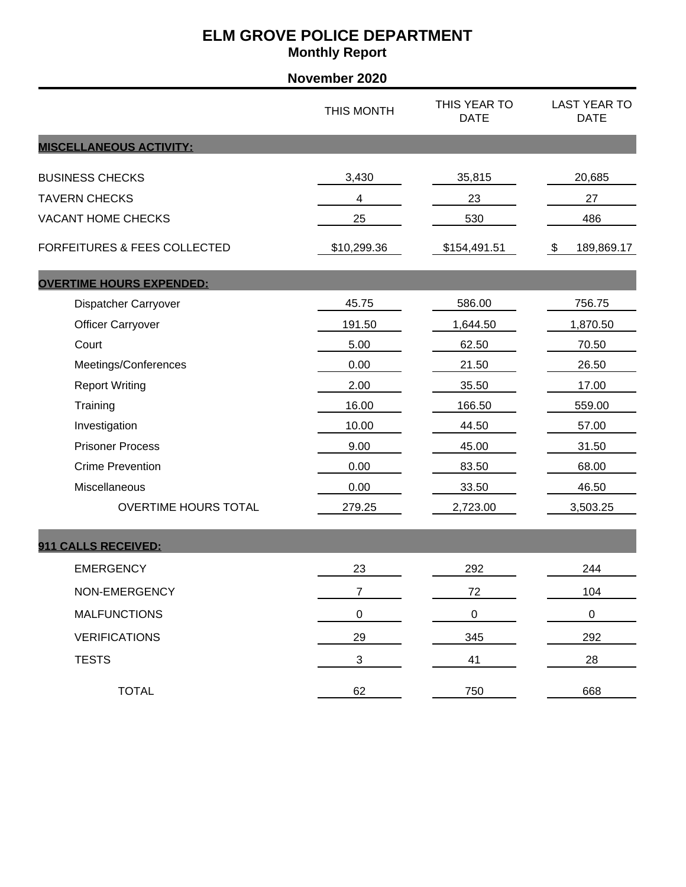# ELM GROVE POLICE DEPARTMENT

## Monthly Report

### November 2020

| | THIS MONTH | THIS YEAR TO DATE | LAST YEAR TO DATE |
|---|---|---|---|
| **MISCELLANEOUS ACTIVITY:** | | | |
| BUSINESS CHECKS | 3,430 | 35,815 | 20,685 |
| TAVERN CHECKS | 4 | 23 | 27 |
| VACANT HOME CHECKS | 25 | 530 | 486 |
| FORFEITURES & FEES COLLECTED | $10,299.36 | $154,491.51 | $ 189,869.17 |
| **OVERTIME HOURS EXPENDED:** | | | |
| Dispatcher Carryover | 45.75 | 586.00 | 756.75 |
| Officer Carryover | 191.50 | 1,644.50 | 1,870.50 |
| Court | 5.00 | 62.50 | 70.50 |
| Meetings/Conferences | 0.00 | 21.50 | 26.50 |
| Report Writing | 2.00 | 35.50 | 17.00 |
| Training | 16.00 | 166.50 | 559.00 |
| Investigation | 10.00 | 44.50 | 57.00 |
| Prisoner Process | 9.00 | 45.00 | 31.50 |
| Crime Prevention | 0.00 | 83.50 | 68.00 |
| Miscellaneous | 0.00 | 33.50 | 46.50 |
| OVERTIME HOURS TOTAL | 279.25 | 2,723.00 | 3,503.25 |
| **911 CALLS RECEIVED:** | | | |
| EMERGENCY | 23 | 292 | 244 |
| NON-EMERGENCY | 7 | 72 | 104 |
| MALFUNCTIONS | 0 | 0 | 0 |
| VERIFICATIONS | 29 | 345 | 292 |
| TESTS | 3 | 41 | 28 |
| TOTAL | 62 | 750 | 668 |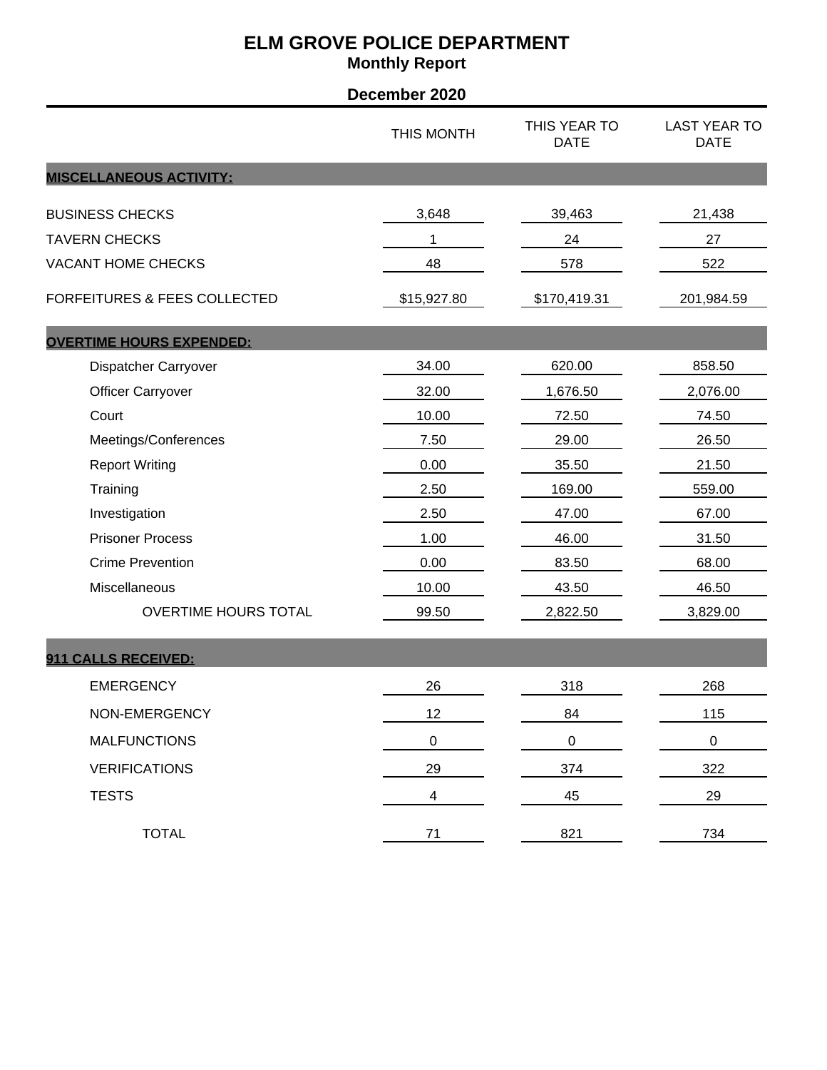# ELM GROVE POLICE DEPARTMENT

## Monthly Report

### December 2020

| | THIS MONTH | THIS YEAR TO DATE | LAST YEAR TO DATE |
|---|---|---|---|
| **MISCELLANEOUS ACTIVITY:** | | | |
| BUSINESS CHECKS | 3,648 | 39,463 | 21,438 |
| TAVERN CHECKS | 1 | 24 | 27 |
| VACANT HOME CHECKS | 48 | 578 | 522 |
| FORFEITURES & FEES COLLECTED | $15,927.80 | $170,419.31 | 201,984.59 |
| **OVERTIME HOURS EXPENDED:** | | | |
| Dispatcher Carryover | 34.00 | 620.00 | 858.50 |
| Officer Carryover | 32.00 | 1,676.50 | 2,076.00 |
| Court | 10.00 | 72.50 | 74.50 |
| Meetings/Conferences | 7.50 | 29.00 | 26.50 |
| Report Writing | 0.00 | 35.50 | 21.50 |
| Training | 2.50 | 169.00 | 559.00 |
| Investigation | 2.50 | 47.00 | 67.00 |
| Prisoner Process | 1.00 | 46.00 | 31.50 |
| Crime Prevention | 0.00 | 83.50 | 68.00 |
| Miscellaneous | 10.00 | 43.50 | 46.50 |
| OVERTIME HOURS TOTAL | 99.50 | 2,822.50 | 3,829.00 |
| **911 CALLS RECEIVED:** | | | |
| EMERGENCY | 26 | 318 | 268 |
| NON-EMERGENCY | 12 | 84 | 115 |
| MALFUNCTIONS | 0 | 0 | 0 |
| VERIFICATIONS | 29 | 374 | 322 |
| TESTS | 4 | 45 | 29 |
| TOTAL | 71 | 821 | 734 |